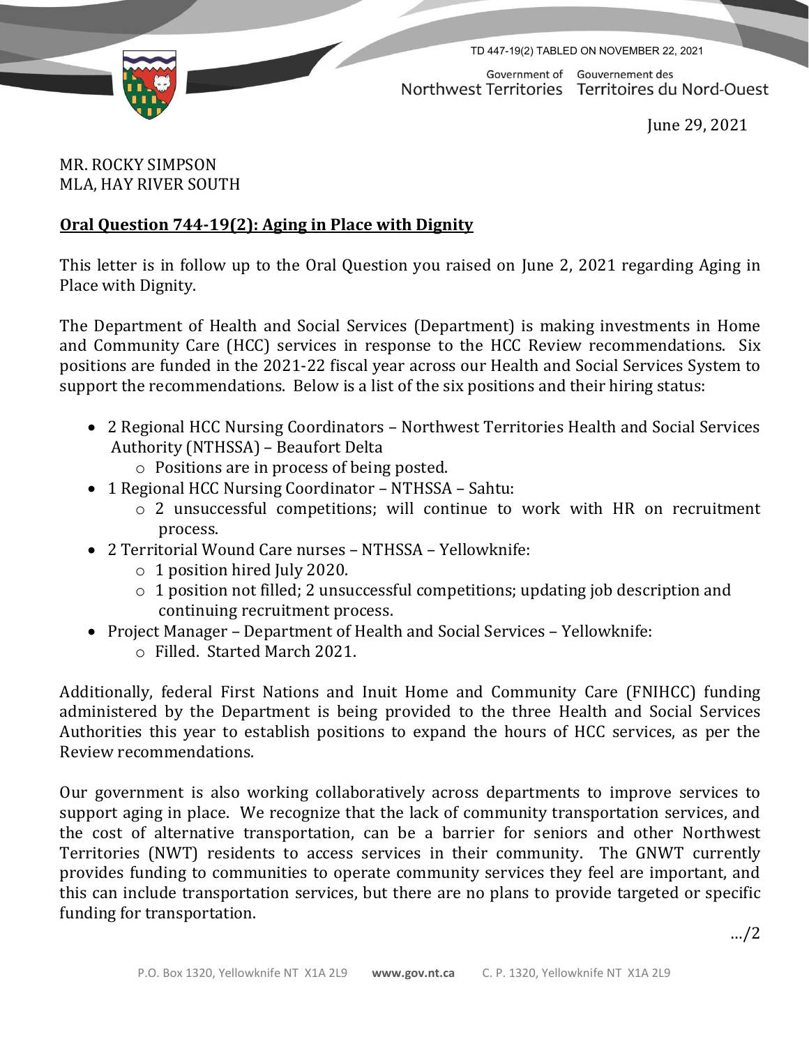TD 447-19(2) TABLED ON NOVEMBER 22, 2021

Government of Northwest Territories | Gouvernement des Territoires du Nord-Ouest

June 29, 2021

MR. ROCKY SIMPSON
MLA, HAY RIVER SOUTH

**Oral Question 744-19(2): Aging in Place with Dignity**

This letter is in follow up to the Oral Question you raised on June 2, 2021 regarding Aging in Place with Dignity.

The Department of Health and Social Services (Department) is making investments in Home and Community Care (HCC) services in response to the HCC Review recommendations. Six positions are funded in the 2021-22 fiscal year across our Health and Social Services System to support the recommendations. Below is a list of the six positions and their hiring status:

- 2 Regional HCC Nursing Coordinators – Northwest Territories Health and Social Services Authority (NTHSSA) – Beaufort Delta
  - Positions are in process of being posted.
- 1 Regional HCC Nursing Coordinator – NTHSSA – Sahtu:
  - 2 unsuccessful competitions; will continue to work with HR on recruitment process.
- 2 Territorial Wound Care nurses – NTHSSA – Yellowknife:
  - 1 position hired July 2020.
  - 1 position not filled; 2 unsuccessful competitions; updating job description and continuing recruitment process.
- Project Manager – Department of Health and Social Services – Yellowknife:
  - Filled. Started March 2021.

Additionally, federal First Nations and Inuit Home and Community Care (FNIHCC) funding administered by the Department is being provided to the three Health and Social Services Authorities this year to establish positions to expand the hours of HCC services, as per the Review recommendations.

Our government is also working collaboratively across departments to improve services to support aging in place. We recognize that the lack of community transportation services, and the cost of alternative transportation, can be a barrier for seniors and other Northwest Territories (NWT) residents to access services in their community. The GNWT currently provides funding to communities to operate community services they feel are important, and this can include transportation services, but there are no plans to provide targeted or specific funding for transportation.

…/2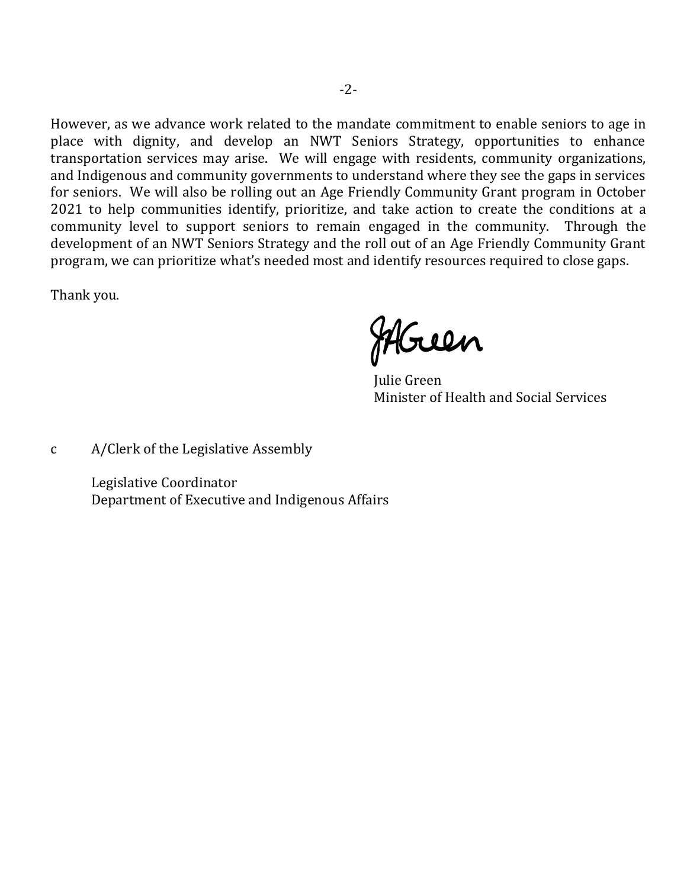However, as we advance work related to the mandate commitment to enable seniors to age in place with dignity, and develop an NWT Seniors Strategy, opportunities to enhance transportation services may arise. We will engage with residents, community organizations, and Indigenous and community governments to understand where they see the gaps in services for seniors. We will also be rolling out an Age Friendly Community Grant program in October 2021 to help communities identify, prioritize, and take action to create the conditions at a community level to support seniors to remain engaged in the community. Through the development of an NWT Seniors Strategy and the roll out of an Age Friendly Community Grant program, we can prioritize what's needed most and identify resources required to close gaps.

Thank you.

JAGreen

Julie Green
Minister of Health and Social Services

c A/Clerk of the Legislative Assembly

Legislative Coordinator
Department of Executive and Indigenous Affairs